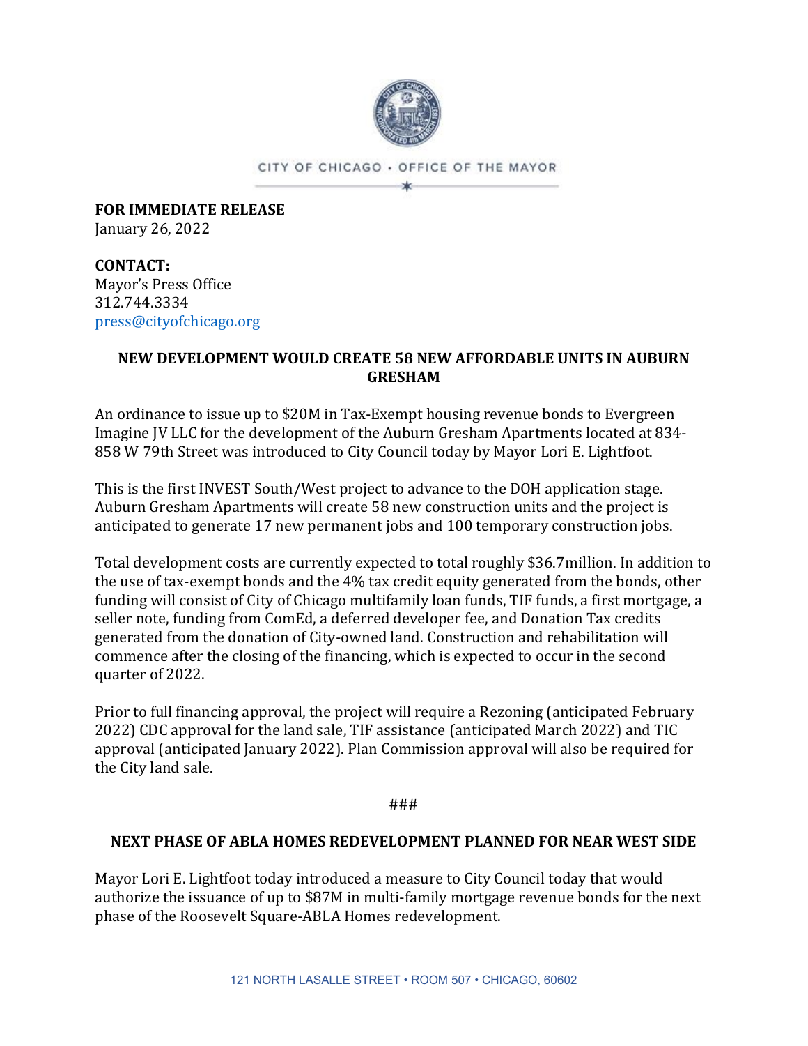CITY OF CHICAGO • OFFICE OF THE MAYOR

**FOR IMMEDIATE RELEASE**
January 26, 2022

**CONTACT:**
Mayor's Press Office
312.744.3334
press@cityofchicago.org

## NEW DEVELOPMENT WOULD CREATE 58 NEW AFFORDABLE UNITS IN AUBURN GRESHAM

An ordinance to issue up to $20M in Tax-Exempt housing revenue bonds to Evergreen Imagine JV LLC for the development of the Auburn Gresham Apartments located at 834-858 W 79th Street was introduced to City Council today by Mayor Lori E. Lightfoot.

This is the first INVEST South/West project to advance to the DOH application stage. Auburn Gresham Apartments will create 58 new construction units and the project is anticipated to generate 17 new permanent jobs and 100 temporary construction jobs.

Total development costs are currently expected to total roughly $36.7million. In addition to the use of tax-exempt bonds and the 4% tax credit equity generated from the bonds, other funding will consist of City of Chicago multifamily loan funds, TIF funds, a first mortgage, a seller note, funding from ComEd, a deferred developer fee, and Donation Tax credits generated from the donation of City-owned land. Construction and rehabilitation will commence after the closing of the financing, which is expected to occur in the second quarter of 2022.

Prior to full financing approval, the project will require a Rezoning (anticipated February 2022) CDC approval for the land sale, TIF assistance (anticipated March 2022) and TIC approval (anticipated January 2022). Plan Commission approval will also be required for the City land sale.

###

## NEXT PHASE OF ABLA HOMES REDEVELOPMENT PLANNED FOR NEAR WEST SIDE

Mayor Lori E. Lightfoot today introduced a measure to City Council today that would authorize the issuance of up to $87M in multi-family mortgage revenue bonds for the next phase of the Roosevelt Square-ABLA Homes redevelopment.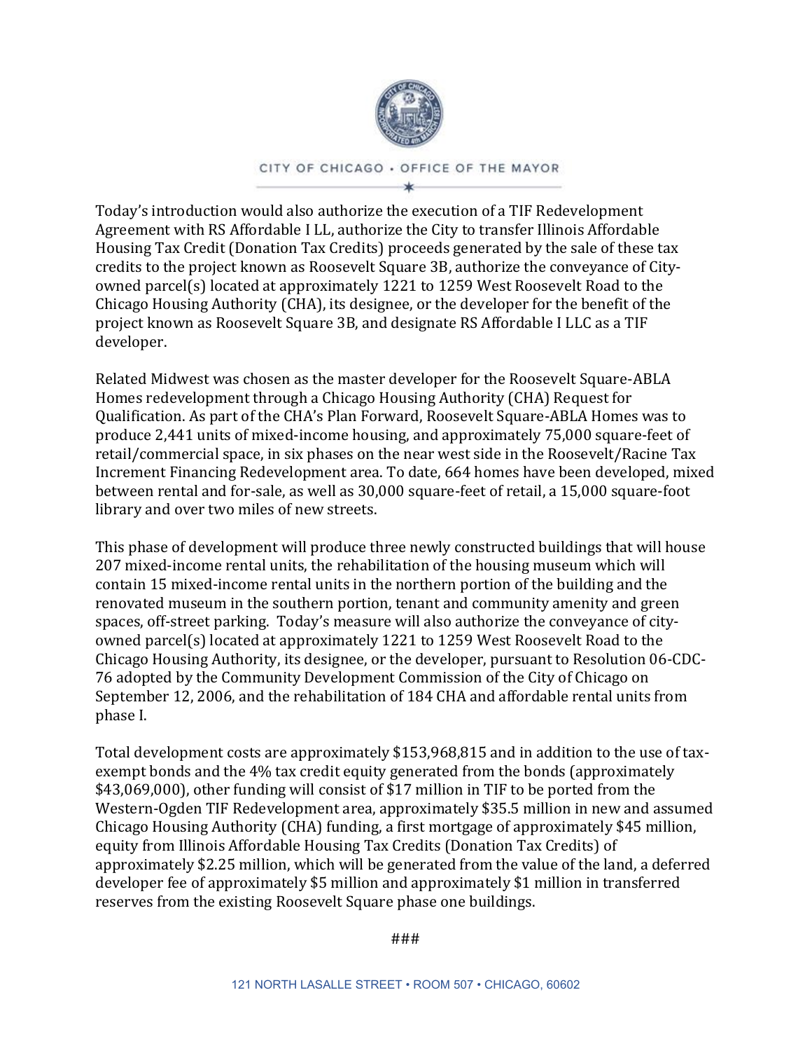Today's introduction would also authorize the execution of a TIF Redevelopment Agreement with RS Affordable I LL, authorize the City to transfer Illinois Affordable Housing Tax Credit (Donation Tax Credits) proceeds generated by the sale of these tax credits to the project known as Roosevelt Square 3B, authorize the conveyance of City-owned parcel(s) located at approximately 1221 to 1259 West Roosevelt Road to the Chicago Housing Authority (CHA), its designee, or the developer for the benefit of the project known as Roosevelt Square 3B, and designate RS Affordable I LLC as a TIF developer.

Related Midwest was chosen as the master developer for the Roosevelt Square-ABLA Homes redevelopment through a Chicago Housing Authority (CHA) Request for Qualification. As part of the CHA's Plan Forward, Roosevelt Square-ABLA Homes was to produce 2,441 units of mixed-income housing, and approximately 75,000 square-feet of retail/commercial space, in six phases on the near west side in the Roosevelt/Racine Tax Increment Financing Redevelopment area. To date, 664 homes have been developed, mixed between rental and for-sale, as well as 30,000 square-feet of retail, a 15,000 square-foot library and over two miles of new streets.

This phase of development will produce three newly constructed buildings that will house 207 mixed-income rental units, the rehabilitation of the housing museum which will contain 15 mixed-income rental units in the northern portion of the building and the renovated museum in the southern portion, tenant and community amenity and green spaces, off-street parking. Today's measure will also authorize the conveyance of city-owned parcel(s) located at approximately 1221 to 1259 West Roosevelt Road to the Chicago Housing Authority, its designee, or the developer, pursuant to Resolution 06-CDC-76 adopted by the Community Development Commission of the City of Chicago on September 12, 2006, and the rehabilitation of 184 CHA and affordable rental units from phase I.

Total development costs are approximately $153,968,815 and in addition to the use of tax-exempt bonds and the 4% tax credit equity generated from the bonds (approximately $43,069,000), other funding will consist of $17 million in TIF to be ported from the Western-Ogden TIF Redevelopment area, approximately $35.5 million in new and assumed Chicago Housing Authority (CHA) funding, a first mortgage of approximately $45 million, equity from Illinois Affordable Housing Tax Credits (Donation Tax Credits) of approximately $2.25 million, which will be generated from the value of the land, a deferred developer fee of approximately $5 million and approximately $1 million in transferred reserves from the existing Roosevelt Square phase one buildings.

###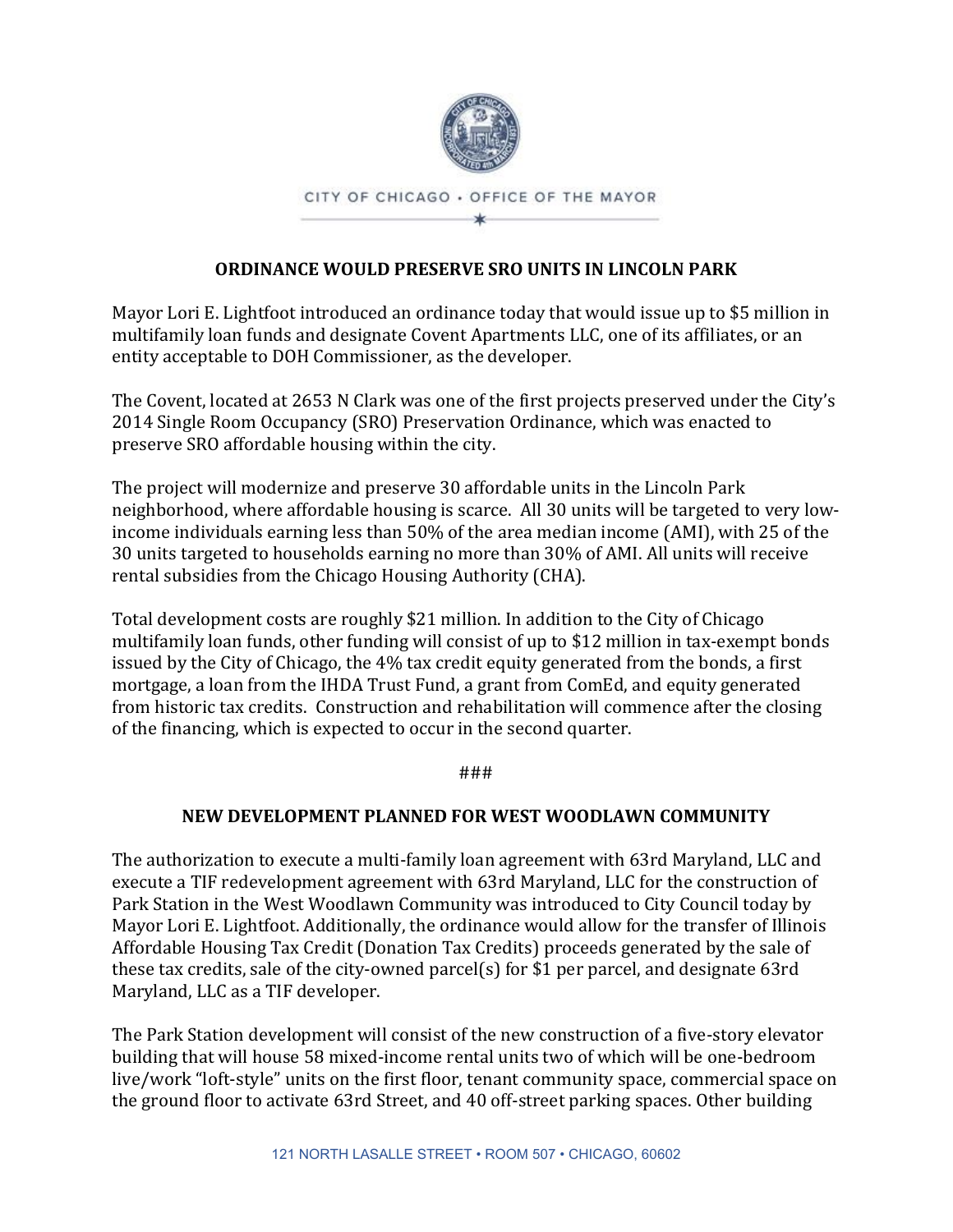CITY OF CHICAGO • OFFICE OF THE MAYOR

## ORDINANCE WOULD PRESERVE SRO UNITS IN LINCOLN PARK

Mayor Lori E. Lightfoot introduced an ordinance today that would issue up to $5 million in multifamily loan funds and designate Covent Apartments LLC, one of its affiliates, or an entity acceptable to DOH Commissioner, as the developer.

The Covent, located at 2653 N Clark was one of the first projects preserved under the City's 2014 Single Room Occupancy (SRO) Preservation Ordinance, which was enacted to preserve SRO affordable housing within the city.

The project will modernize and preserve 30 affordable units in the Lincoln Park neighborhood, where affordable housing is scarce. All 30 units will be targeted to very low-income individuals earning less than 50% of the area median income (AMI), with 25 of the 30 units targeted to households earning no more than 30% of AMI. All units will receive rental subsidies from the Chicago Housing Authority (CHA).

Total development costs are roughly $21 million. In addition to the City of Chicago multifamily loan funds, other funding will consist of up to $12 million in tax-exempt bonds issued by the City of Chicago, the 4% tax credit equity generated from the bonds, a first mortgage, a loan from the IHDA Trust Fund, a grant from ComEd, and equity generated from historic tax credits. Construction and rehabilitation will commence after the closing of the financing, which is expected to occur in the second quarter.

###

## NEW DEVELOPMENT PLANNED FOR WEST WOODLAWN COMMUNITY

The authorization to execute a multi-family loan agreement with 63rd Maryland, LLC and execute a TIF redevelopment agreement with 63rd Maryland, LLC for the construction of Park Station in the West Woodlawn Community was introduced to City Council today by Mayor Lori E. Lightfoot. Additionally, the ordinance would allow for the transfer of Illinois Affordable Housing Tax Credit (Donation Tax Credits) proceeds generated by the sale of these tax credits, sale of the city-owned parcel(s) for $1 per parcel, and designate 63rd Maryland, LLC as a TIF developer.

The Park Station development will consist of the new construction of a five-story elevator building that will house 58 mixed-income rental units two of which will be one-bedroom live/work "loft-style" units on the first floor, tenant community space, commercial space on the ground floor to activate 63rd Street, and 40 off-street parking spaces. Other building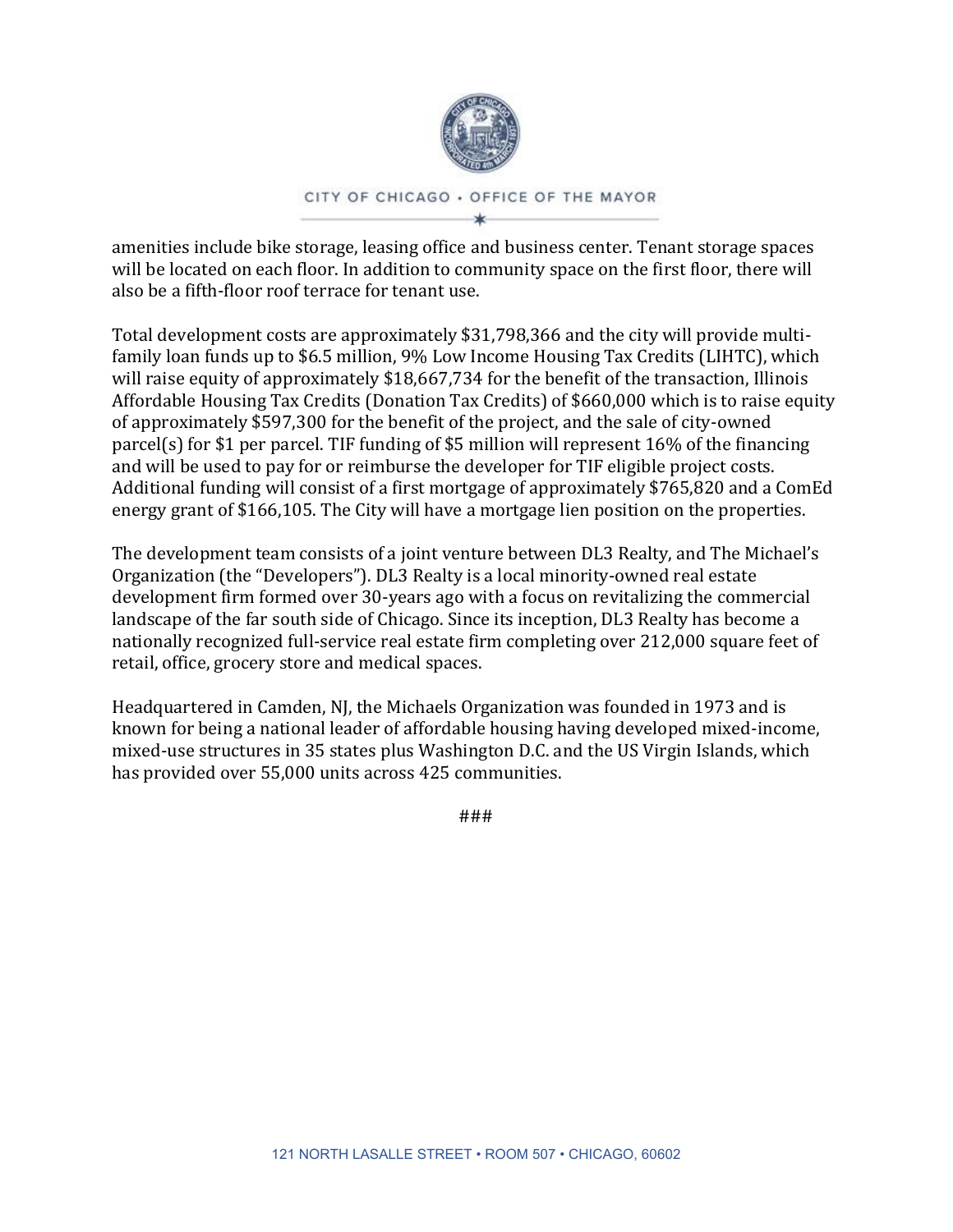amenities include bike storage, leasing office and business center. Tenant storage spaces will be located on each floor. In addition to community space on the first floor, there will also be a fifth-floor roof terrace for tenant use.

Total development costs are approximately $31,798,366 and the city will provide multi-family loan funds up to $6.5 million, 9% Low Income Housing Tax Credits (LIHTC), which will raise equity of approximately $18,667,734 for the benefit of the transaction, Illinois Affordable Housing Tax Credits (Donation Tax Credits) of $660,000 which is to raise equity of approximately $597,300 for the benefit of the project, and the sale of city-owned parcel(s) for $1 per parcel. TIF funding of $5 million will represent 16% of the financing and will be used to pay for or reimburse the developer for TIF eligible project costs. Additional funding will consist of a first mortgage of approximately $765,820 and a ComEd energy grant of $166,105. The City will have a mortgage lien position on the properties.

The development team consists of a joint venture between DL3 Realty, and The Michael's Organization (the "Developers"). DL3 Realty is a local minority-owned real estate development firm formed over 30-years ago with a focus on revitalizing the commercial landscape of the far south side of Chicago. Since its inception, DL3 Realty has become a nationally recognized full-service real estate firm completing over 212,000 square feet of retail, office, grocery store and medical spaces.

Headquartered in Camden, NJ, the Michaels Organization was founded in 1973 and is known for being a national leader of affordable housing having developed mixed-income, mixed-use structures in 35 states plus Washington D.C. and the US Virgin Islands, which has provided over 55,000 units across 425 communities.

###